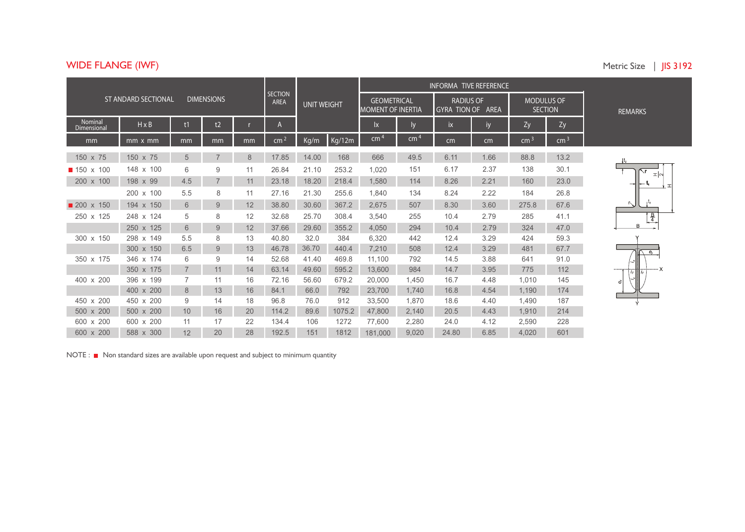# WIDE FLANGE (IWF)

Metric Size | JIS 3192

| STANDARD SECTIONAL DIMENSIONS | | | | | SECTION AREA | UNIT WEIGHT | | INFORMATIVE REFERENCE | | | | | | REMARKS |
|---|---|---|---|---|---|---|---|---|---|---|---|---|---|---|
| | | | | | | | | GEOMETRICAL MOMENT OF INERTIA | | RADIUS OF GYRATION OF AREA | | MODULUS OF SECTION | | |
| Nominal Dimensional | H x B | t1 | t2 | r | A | | | Ix | Iy | ix | iy | Zy | Zy | |
| mm | mm x mm | mm | mm | mm | $cm^2$ | Kg/m | Kg/12m | $cm^4$ | $cm^4$ | cm | cm | $cm^3$ | $cm^3$ | |
| 150 x 75 | 150 x 75 | 5 | 7 | 8 | 17.85 | 14.00 | 168 | 666 | 49.5 | 6.11 | 1.66 | 88.8 | 13.2 | |
| ■ 150 x 100 | 148 x 100 | 6 | 9 | 11 | 26.84 | 21.10 | 253.2 | 1,020 | 151 | 6.17 | 2.37 | 138 | 30.1 | |
| 200 x 100 | 198 x 99 | 4.5 | 7 | 11 | 23.18 | 18.20 | 218.4 | 1,580 | 114 | 8.26 | 2.21 | 160 | 23.0 | |
| | 200 x 100 | 5.5 | 8 | 11 | 27.16 | 21.30 | 255.6 | 1,840 | 134 | 8.24 | 2.22 | 184 | 26.8 | |
| ■ 200 x 150 | 194 x 150 | 6 | 9 | 12 | 38.80 | 30.60 | 367.2 | 2,675 | 507 | 8.30 | 3.60 | 275.8 | 67.6 | |
| 250 x 125 | 248 x 124 | 5 | 8 | 12 | 32.68 | 25.70 | 308.4 | 3,540 | 255 | 10.4 | 2.79 | 285 | 41.1 | |
| | 250 x 125 | 6 | 9 | 12 | 37.66 | 29.60 | 355.2 | 4,050 | 294 | 10.4 | 2.79 | 324 | 47.0 | |
| 300 x 150 | 298 x 149 | 5.5 | 8 | 13 | 40.80 | 32.0 | 384 | 6,320 | 442 | 12.4 | 3.29 | 424 | 59.3 | |
| | 300 x 150 | 6.5 | 9 | 13 | 46.78 | 36.70 | 440.4 | 7,210 | 508 | 12.4 | 3.29 | 481 | 67.7 | |
| 350 x 175 | 346 x 174 | 6 | 9 | 14 | 52.68 | 41.40 | 469.8 | 11,100 | 792 | 14.5 | 3.88 | 641 | 91.0 | |
| | 350 x 175 | 7 | 11 | 14 | 63.14 | 49.60 | 595.2 | 13,600 | 984 | 14.7 | 3.95 | 775 | 112 | |
| 400 x 200 | 396 x 199 | 7 | 11 | 16 | 72.16 | 56.60 | 679.2 | 20,000 | 1,450 | 16.7 | 4.48 | 1,010 | 145 | |
| | 400 x 200 | 8 | 13 | 16 | 84.1 | 66.0 | 792 | 23,700 | 1,740 | 16.8 | 4.54 | 1,190 | 174 | |
| 450 x 200 | 450 x 200 | 9 | 14 | 18 | 96.8 | 76.0 | 912 | 33,500 | 1,870 | 18.6 | 4.40 | 1,490 | 187 | |
| 500 x 200 | 500 x 200 | 10 | 16 | 20 | 114.2 | 89.6 | 1075.2 | 47,800 | 2,140 | 20.5 | 4.43 | 1,910 | 214 | |
| 600 x 200 | 600 x 200 | 11 | 17 | 22 | 134.4 | 106 | 1272 | 77,600 | 2,280 | 24.0 | 4.12 | 2,590 | 228 | |
| 600 x 200 | 588 x 300 | 12 | 20 | 28 | 192.5 | 151 | 1812 | 181,000 | 9,020 | 24.80 | 6.85 | 4,020 | 601 | |

NOTE : ■ Non standard sizes are available upon request and subject to minimum quantity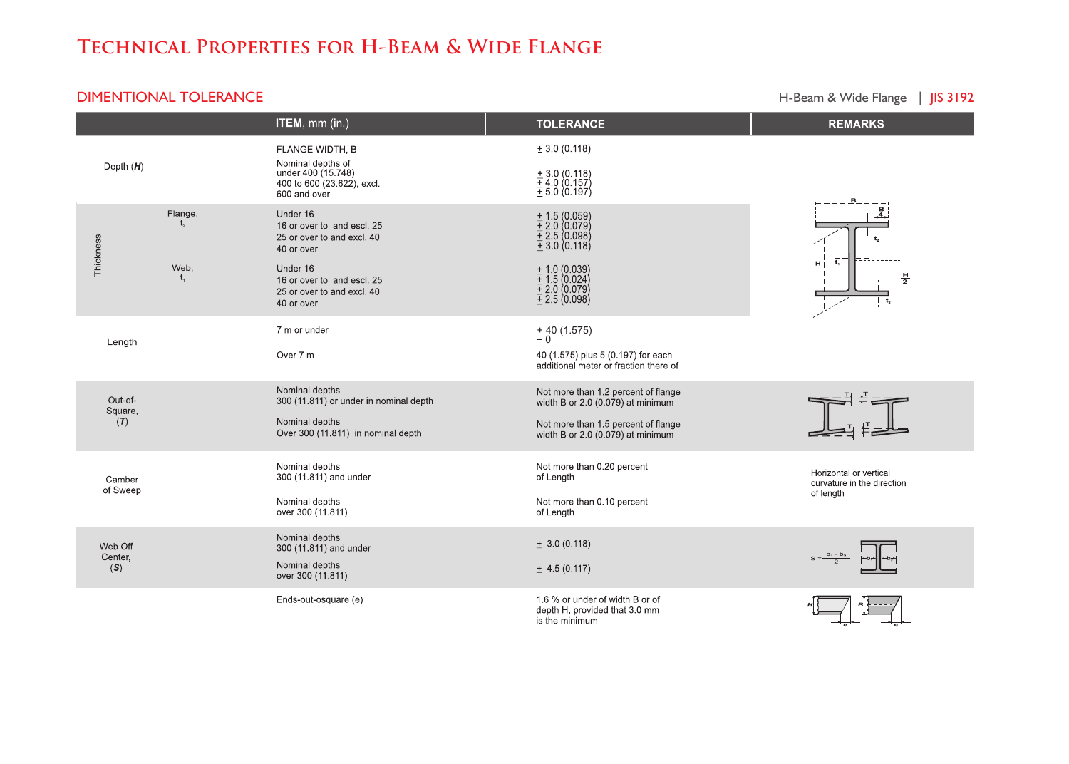# Technical Properties for H-Beam & Wide Flange

## DIMENTIONAL TOLERANCE

H-Beam & Wide Flange | JIS 3192

| | | ITEM, mm (in.) | TOLERANCE | REMARKS |
|---|---|---|---|---|
| Depth (*H*) | | FLANGE WIDTH, B | ± 3.0 (0.118) | |
| | | Nominal depths of<br>under 400 (15.748)<br>400 to 600 (23.622), excl.<br>600 and over | ± 3.0 (0.118)<br>± 4.0 (0.157)<br>± 5.0 (0.197) | |
| Thickness | Flange, $t_2$ | Under 16<br>16 or over to and escl. 25<br>25 or over to and excl. 40<br>40 or over | ± 1.5 (0.059)<br>± 2.0 (0.079)<br>± 2.5 (0.098)<br>± 3.0 (0.118) | |
| | Web, $t_1$ | Under 16<br>16 or over to and escl. 25<br>25 or over to and excl. 40<br>40 or over | ± 1.0 (0.039)<br>± 1.5 (0.024)<br>± 2.0 (0.079)<br>± 2.5 (0.098) | |
| Length | | 7 m or under | + 40 (1.575)<br>− 0 | |
| | | Over 7 m | 40 (1.575) plus 5 (0.197) for each additional meter or fraction there of | |
| Out-of-Square, (*T*) | | Nominal depths<br>300 (11.811) or under in nominal depth | Not more than 1.2 percent of flange width B or 2.0 (0.079) at minimum | |
| | | Nominal depths<br>Over 300 (11.811) in nominal depth | Not more than 1.5 percent of flange width B or 2.0 (0.079) at minimum | |
| Camber of Sweep | | Nominal depths<br>300 (11.811) and under | Not more than 0.20 percent of Length | Horizontal or vertical curvature in the direction of length |
| | | Nominal depths<br>over 300 (11.811) | Not more than 0.10 percent of Length | |
| Web Off Center, (*S*) | | Nominal depths<br>300 (11.811) and under | ± 3.0 (0.118) | $S = \frac{b_1 - b_2}{2}$ |
| | | Nominal depths<br>over 300 (11.811) | ± 4.5 (0.117) | |
| | | Ends-out-osquare (e) | 1.6 % or under of width B or of depth H, provided that 3.0 mm is the minimum | |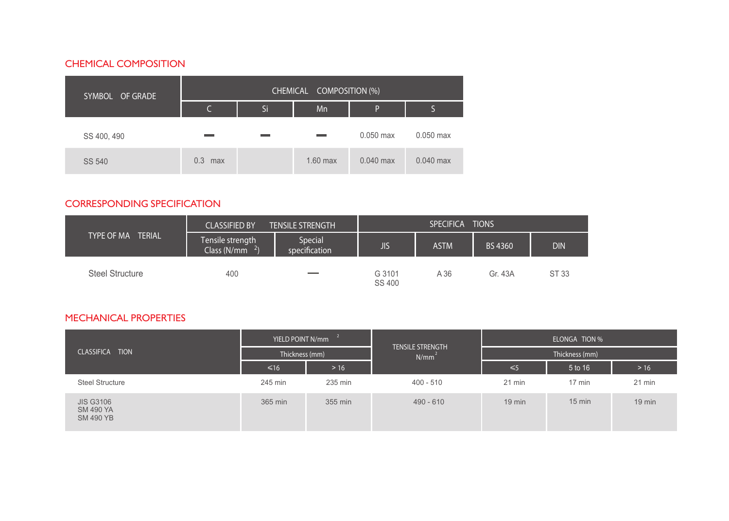## CHEMICAL COMPOSITION

| SYMBOL OF GRADE | CHEMICAL COMPOSITION (%) | | | | |
|---|---|---|---|---|---|
| | C | Si | Mn | P | S |
| SS 400, 490 | — | — | — | 0.050 max | 0.050 max |
| SS 540 | 0.3 max | | 1.60 max | 0.040 max | 0.040 max |

## CORRESPONDING SPECIFICATION

| TYPE OF MATERIAL | CLASSIFIED BY TENSILE STRENGTH | | SPECIFICATIONS | | | |
|---|---|---|---|---|---|---|
| | Tensile strength Class (N/mm$^2$) | Special specification | JIS | ASTM | BS 4360 | DIN |
| Steel Structure | 400 | — | G 3101 SS 400 | A 36 | Gr. 43A | ST 33 |

## MECHANICAL PROPERTIES

| CLASSIFICATION | YIELD POINT N/mm$^2$ | | TENSILE STRENGTH N/mm$^2$ | ELONGATION % | | |
|---|---|---|---|---|---|---|
| | Thickness (mm) | | | Thickness (mm) | | |
| | ≤16 | > 16 | | ≤5 | 5 to 16 | > 16 |
| Steel Structure | 245 min | 235 min | 400 - 510 | 21 min | 17 min | 21 min |
| JIS G3106 SM 490 YA SM 490 YB | 365 min | 355 min | 490 - 610 | 19 min | 15 min | 19 min |